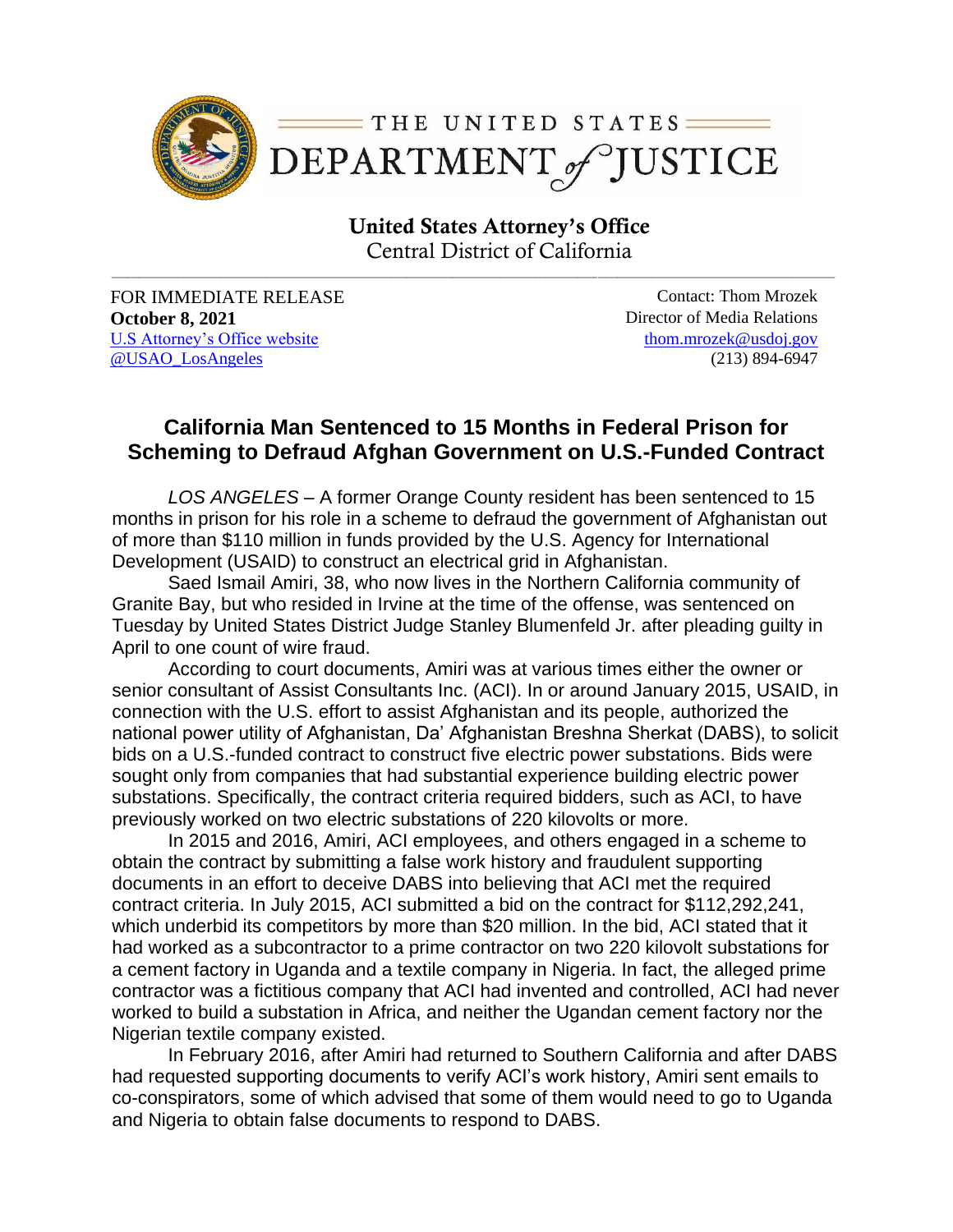THE UNITED STATES DEPARTMENT *of* JUSTICE

**United States Attorney's Office**
Central District of California

FOR IMMEDIATE RELEASE
**October 8, 2021**
U.S Attorney's Office website
@USAO_LosAngeles

Contact: Thom Mrozek
Director of Media Relations
thom.mrozek@usdoj.gov
(213) 894-6947

## California Man Sentenced to 15 Months in Federal Prison for Scheming to Defraud Afghan Government on U.S.-Funded Contract

*LOS ANGELES* – A former Orange County resident has been sentenced to 15 months in prison for his role in a scheme to defraud the government of Afghanistan out of more than $110 million in funds provided by the U.S. Agency for International Development (USAID) to construct an electrical grid in Afghanistan.

Saed Ismail Amiri, 38, who now lives in the Northern California community of Granite Bay, but who resided in Irvine at the time of the offense, was sentenced on Tuesday by United States District Judge Stanley Blumenfeld Jr. after pleading guilty in April to one count of wire fraud.

According to court documents, Amiri was at various times either the owner or senior consultant of Assist Consultants Inc. (ACI). In or around January 2015, USAID, in connection with the U.S. effort to assist Afghanistan and its people, authorized the national power utility of Afghanistan, Da' Afghanistan Breshna Sherkat (DABS), to solicit bids on a U.S.-funded contract to construct five electric power substations. Bids were sought only from companies that had substantial experience building electric power substations. Specifically, the contract criteria required bidders, such as ACI, to have previously worked on two electric substations of 220 kilovolts or more.

In 2015 and 2016, Amiri, ACI employees, and others engaged in a scheme to obtain the contract by submitting a false work history and fraudulent supporting documents in an effort to deceive DABS into believing that ACI met the required contract criteria. In July 2015, ACI submitted a bid on the contract for $112,292,241, which underbid its competitors by more than $20 million. In the bid, ACI stated that it had worked as a subcontractor to a prime contractor on two 220 kilovolt substations for a cement factory in Uganda and a textile company in Nigeria. In fact, the alleged prime contractor was a fictitious company that ACI had invented and controlled, ACI had never worked to build a substation in Africa, and neither the Ugandan cement factory nor the Nigerian textile company existed.

In February 2016, after Amiri had returned to Southern California and after DABS had requested supporting documents to verify ACI's work history, Amiri sent emails to co-conspirators, some of which advised that some of them would need to go to Uganda and Nigeria to obtain false documents to respond to DABS.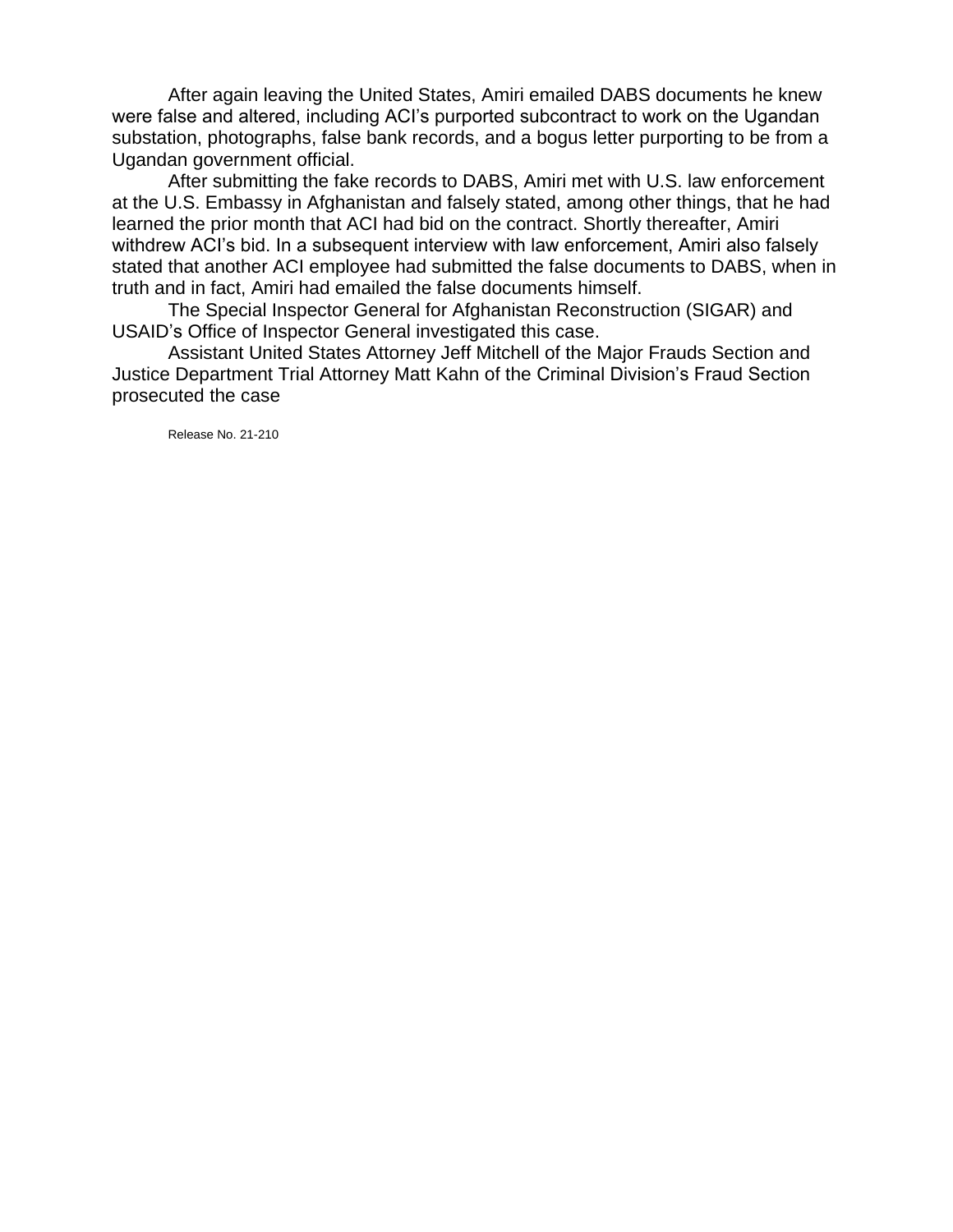After again leaving the United States, Amiri emailed DABS documents he knew were false and altered, including ACI's purported subcontract to work on the Ugandan substation, photographs, false bank records, and a bogus letter purporting to be from a Ugandan government official.

After submitting the fake records to DABS, Amiri met with U.S. law enforcement at the U.S. Embassy in Afghanistan and falsely stated, among other things, that he had learned the prior month that ACI had bid on the contract. Shortly thereafter, Amiri withdrew ACI's bid. In a subsequent interview with law enforcement, Amiri also falsely stated that another ACI employee had submitted the false documents to DABS, when in truth and in fact, Amiri had emailed the false documents himself.

The Special Inspector General for Afghanistan Reconstruction (SIGAR) and USAID's Office of Inspector General investigated this case.

Assistant United States Attorney Jeff Mitchell of the Major Frauds Section and Justice Department Trial Attorney Matt Kahn of the Criminal Division's Fraud Section prosecuted the case

Release No. 21-210